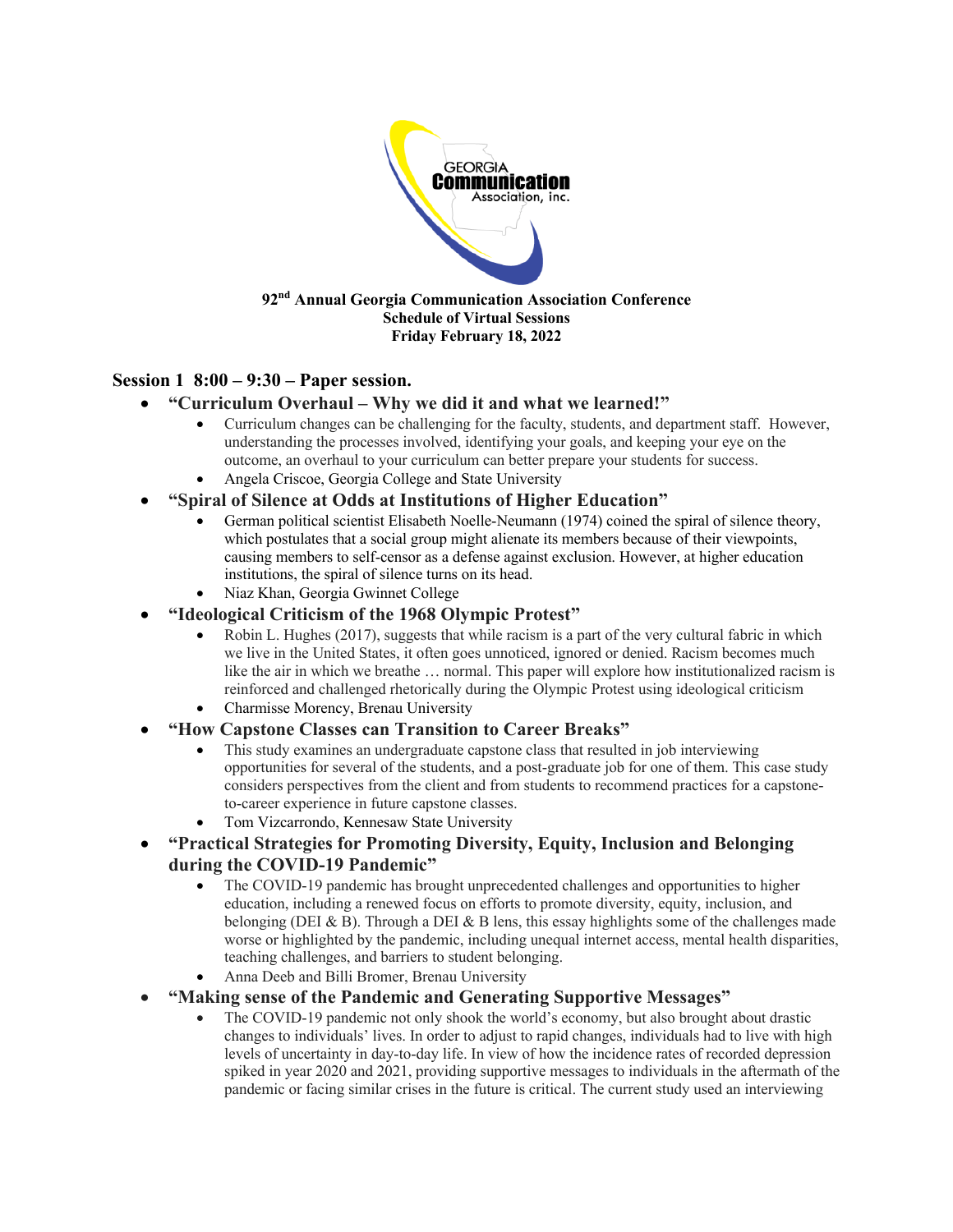GEORGIA **Communication** Association, inc.

**92nd Annual Georgia Communication Association Conference**
**Schedule of Virtual Sessions**
**Friday February 18, 2022**

## Session 1 8:00 – 9:30 – Paper session.

- **"Curriculum Overhaul – Why we did it and what we learned!"**
  - Curriculum changes can be challenging for the faculty, students, and department staff. However, understanding the processes involved, identifying your goals, and keeping your eye on the outcome, an overhaul to your curriculum can better prepare your students for success.
  - Angela Criscoe, Georgia College and State University
- **"Spiral of Silence at Odds at Institutions of Higher Education"**
  - German political scientist Elisabeth Noelle-Neumann (1974) coined the spiral of silence theory, which postulates that a social group might alienate its members because of their viewpoints, causing members to self-censor as a defense against exclusion. However, at higher education institutions, the spiral of silence turns on its head.
  - Niaz Khan, Georgia Gwinnet College
- **"Ideological Criticism of the 1968 Olympic Protest"**
  - Robin L. Hughes (2017), suggests that while racism is a part of the very cultural fabric in which we live in the United States, it often goes unnoticed, ignored or denied. Racism becomes much like the air in which we breathe … normal. This paper will explore how institutionalized racism is reinforced and challenged rhetorically during the Olympic Protest using ideological criticism
  - Charmisse Morency, Brenau University
- **"How Capstone Classes can Transition to Career Breaks"**
  - This study examines an undergraduate capstone class that resulted in job interviewing opportunities for several of the students, and a post-graduate job for one of them. This case study considers perspectives from the client and from students to recommend practices for a capstone-to-career experience in future capstone classes.
  - Tom Vizcarrondo, Kennesaw State University
- **"Practical Strategies for Promoting Diversity, Equity, Inclusion and Belonging during the COVID-19 Pandemic"**
  - The COVID-19 pandemic has brought unprecedented challenges and opportunities to higher education, including a renewed focus on efforts to promote diversity, equity, inclusion, and belonging (DEI & B). Through a DEI & B lens, this essay highlights some of the challenges made worse or highlighted by the pandemic, including unequal internet access, mental health disparities, teaching challenges, and barriers to student belonging.
  - Anna Deeb and Billi Bromer, Brenau University
- **"Making sense of the Pandemic and Generating Supportive Messages"**
  - The COVID-19 pandemic not only shook the world's economy, but also brought about drastic changes to individuals' lives. In order to adjust to rapid changes, individuals had to live with high levels of uncertainty in day-to-day life. In view of how the incidence rates of recorded depression spiked in year 2020 and 2021, providing supportive messages to individuals in the aftermath of the pandemic or facing similar crises in the future is critical. The current study used an interviewing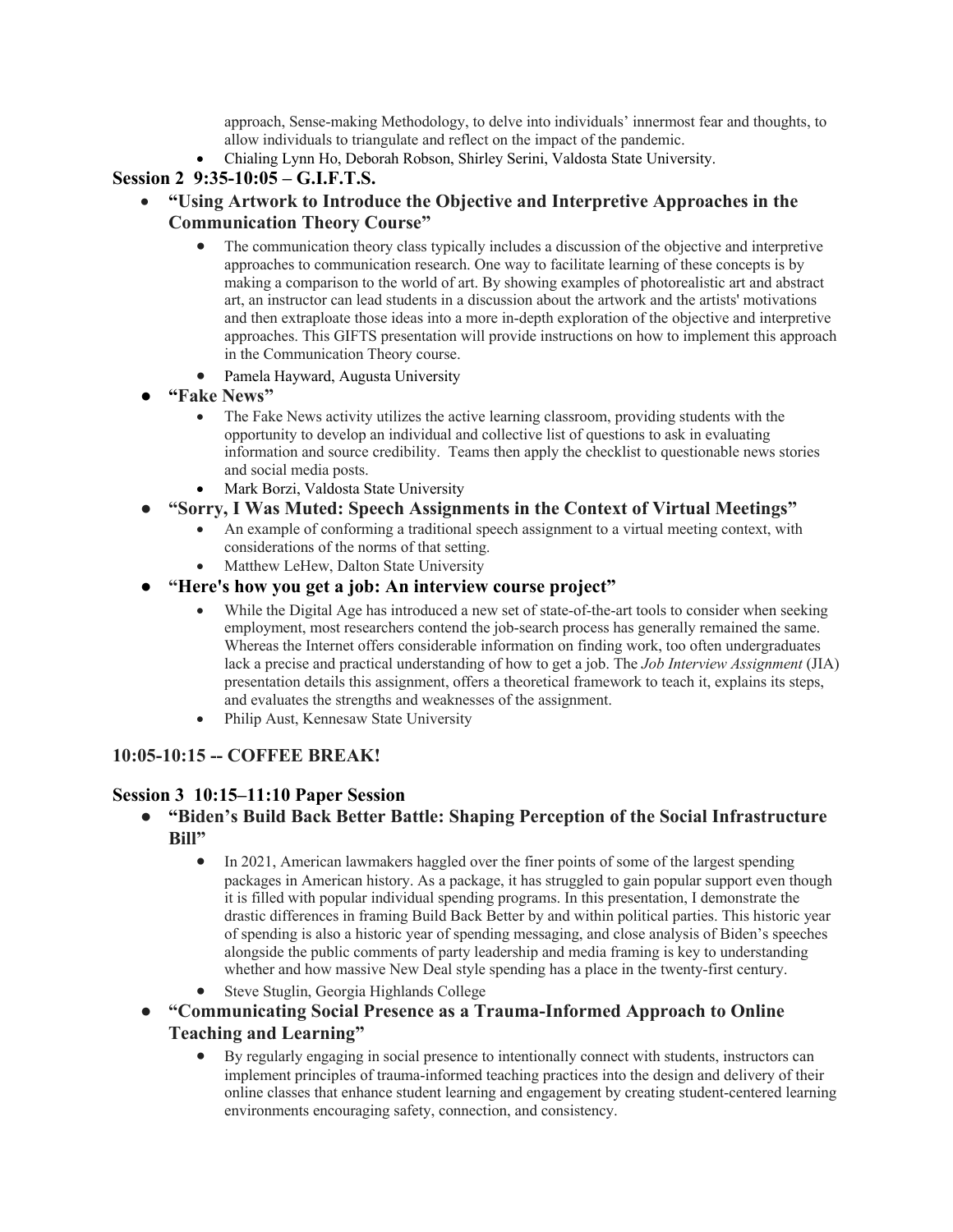approach, Sense-making Methodology, to delve into individuals' innermost fear and thoughts, to allow individuals to triangulate and reflect on the impact of the pandemic.

- Chialing Lynn Ho, Deborah Robson, Shirley Serini, Valdosta State University.

### Session 2 9:35-10:05 – G.I.F.T.S.

- **"Using Artwork to Introduce the Objective and Interpretive Approaches in the Communication Theory Course"**
  - The communication theory class typically includes a discussion of the objective and interpretive approaches to communication research. One way to facilitate learning of these concepts is by making a comparison to the world of art. By showing examples of photorealistic art and abstract art, an instructor can lead students in a discussion about the artwork and the artists' motivations and then extraploate those ideas into a more in-depth exploration of the objective and interpretive approaches. This GIFTS presentation will provide instructions on how to implement this approach in the Communication Theory course.
  - Pamela Hayward, Augusta University
- **"Fake News"**
  - The Fake News activity utilizes the active learning classroom, providing students with the opportunity to develop an individual and collective list of questions to ask in evaluating information and source credibility. Teams then apply the checklist to questionable news stories and social media posts.
  - Mark Borzi, Valdosta State University
- **"Sorry, I Was Muted: Speech Assignments in the Context of Virtual Meetings"**
  - An example of conforming a traditional speech assignment to a virtual meeting context, with considerations of the norms of that setting.
  - Matthew LeHew, Dalton State University
- **"Here's how you get a job: An interview course project"**
  - While the Digital Age has introduced a new set of state-of-the-art tools to consider when seeking employment, most researchers contend the job-search process has generally remained the same. Whereas the Internet offers considerable information on finding work, too often undergraduates lack a precise and practical understanding of how to get a job. The *Job Interview Assignment* (JIA) presentation details this assignment, offers a theoretical framework to teach it, explains its steps, and evaluates the strengths and weaknesses of the assignment.
  - Philip Aust, Kennesaw State University

### 10:05-10:15 -- COFFEE BREAK!

### Session 3 10:15–11:10 Paper Session

- **"Biden's Build Back Better Battle: Shaping Perception of the Social Infrastructure Bill"**
  - In 2021, American lawmakers haggled over the finer points of some of the largest spending packages in American history. As a package, it has struggled to gain popular support even though it is filled with popular individual spending programs. In this presentation, I demonstrate the drastic differences in framing Build Back Better by and within political parties. This historic year of spending is also a historic year of spending messaging, and close analysis of Biden's speeches alongside the public comments of party leadership and media framing is key to understanding whether and how massive New Deal style spending has a place in the twenty-first century.
  - Steve Stuglin, Georgia Highlands College
- **"Communicating Social Presence as a Trauma-Informed Approach to Online Teaching and Learning"**
  - By regularly engaging in social presence to intentionally connect with students, instructors can implement principles of trauma-informed teaching practices into the design and delivery of their online classes that enhance student learning and engagement by creating student-centered learning environments encouraging safety, connection, and consistency.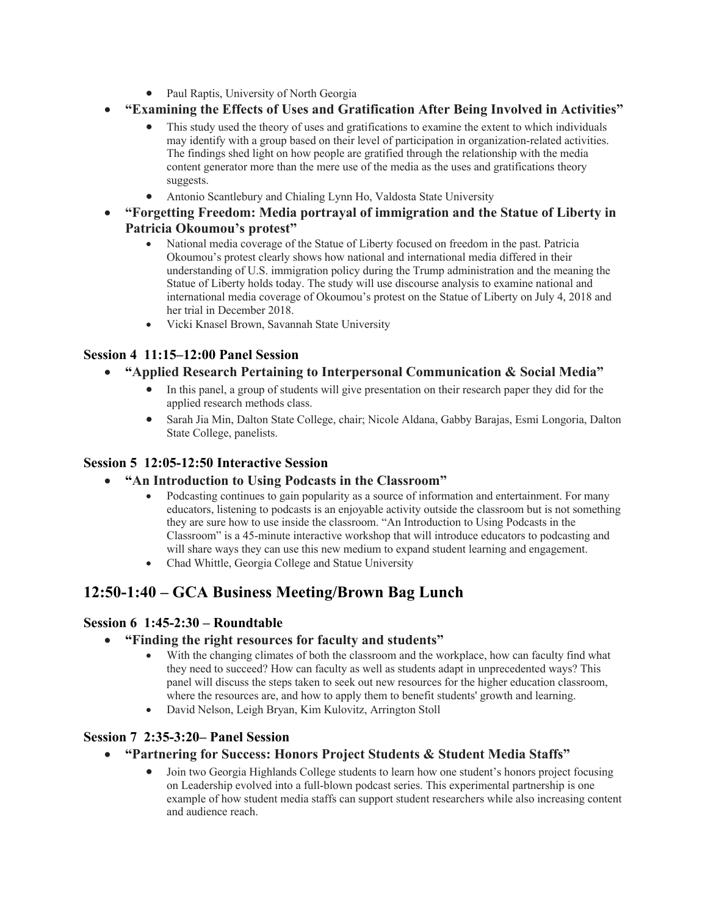- Paul Raptis, University of North Georgia
- **"Examining the Effects of Uses and Gratification After Being Involved in Activities"**
    - This study used the theory of uses and gratifications to examine the extent to which individuals may identify with a group based on their level of participation in organization-related activities. The findings shed light on how people are gratified through the relationship with the media content generator more than the mere use of the media as the uses and gratifications theory suggests.
    - Antonio Scantlebury and Chialing Lynn Ho, Valdosta State University
- **"Forgetting Freedom: Media portrayal of immigration and the Statue of Liberty in Patricia Okoumou's protest"**
    - National media coverage of the Statue of Liberty focused on freedom in the past. Patricia Okoumou's protest clearly shows how national and international media differed in their understanding of U.S. immigration policy during the Trump administration and the meaning the Statue of Liberty holds today. The study will use discourse analysis to examine national and international media coverage of Okoumou's protest on the Statue of Liberty on July 4, 2018 and her trial in December 2018.
    - Vicki Knasel Brown, Savannah State University

### Session 4 11:15–12:00 Panel Session

- **"Applied Research Pertaining to Interpersonal Communication & Social Media"**
    - In this panel, a group of students will give presentation on their research paper they did for the applied research methods class.
    - Sarah Jia Min, Dalton State College, chair; Nicole Aldana, Gabby Barajas, Esmi Longoria, Dalton State College, panelists.

### Session 5 12:05-12:50 Interactive Session

- **"An Introduction to Using Podcasts in the Classroom"**
    - Podcasting continues to gain popularity as a source of information and entertainment. For many educators, listening to podcasts is an enjoyable activity outside the classroom but is not something they are sure how to use inside the classroom. "An Introduction to Using Podcasts in the Classroom" is a 45-minute interactive workshop that will introduce educators to podcasting and will share ways they can use this new medium to expand student learning and engagement.
    - Chad Whittle, Georgia College and Statue University

## 12:50-1:40 – GCA Business Meeting/Brown Bag Lunch

### Session 6 1:45-2:30 – Roundtable

- **"Finding the right resources for faculty and students"**
    - With the changing climates of both the classroom and the workplace, how can faculty find what they need to succeed? How can faculty as well as students adapt in unprecedented ways? This panel will discuss the steps taken to seek out new resources for the higher education classroom, where the resources are, and how to apply them to benefit students' growth and learning.
    - David Nelson, Leigh Bryan, Kim Kulovitz, Arrington Stoll

### Session 7 2:35-3:20– Panel Session

- **"Partnering for Success: Honors Project Students & Student Media Staffs"**
    - Join two Georgia Highlands College students to learn how one student's honors project focusing on Leadership evolved into a full-blown podcast series. This experimental partnership is one example of how student media staffs can support student researchers while also increasing content and audience reach.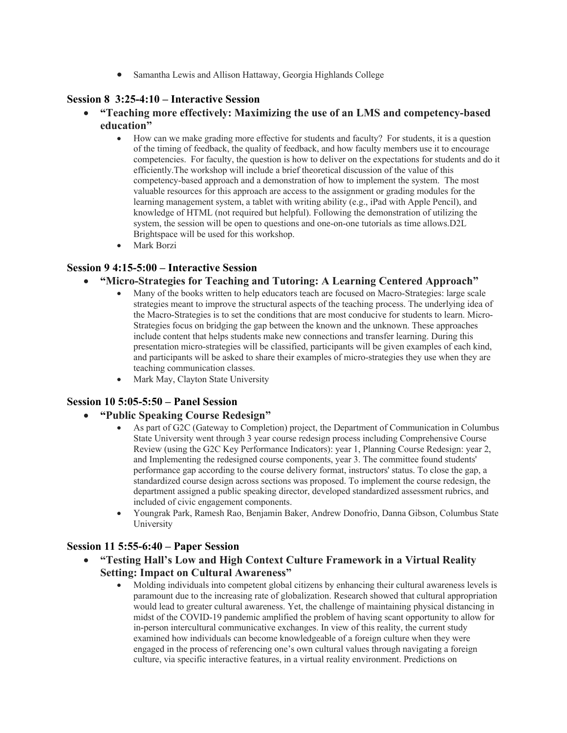- Samantha Lewis and Allison Hattaway, Georgia Highlands College

### Session 8 3:25-4:10 – Interactive Session

- **"Teaching more effectively: Maximizing the use of an LMS and competency-based education"**
    - How can we make grading more effective for students and faculty? For students, it is a question of the timing of feedback, the quality of feedback, and how faculty members use it to encourage competencies. For faculty, the question is how to deliver on the expectations for students and do it efficiently.The workshop will include a brief theoretical discussion of the value of this competency-based approach and a demonstration of how to implement the system. The most valuable resources for this approach are access to the assignment or grading modules for the learning management system, a tablet with writing ability (e.g., iPad with Apple Pencil), and knowledge of HTML (not required but helpful). Following the demonstration of utilizing the system, the session will be open to questions and one-on-one tutorials as time allows.D2L Brightspace will be used for this workshop.
    - Mark Borzi

### Session 9 4:15-5:00 – Interactive Session

- **"Micro-Strategies for Teaching and Tutoring: A Learning Centered Approach"**
    - Many of the books written to help educators teach are focused on Macro-Strategies: large scale strategies meant to improve the structural aspects of the teaching process. The underlying idea of the Macro-Strategies is to set the conditions that are most conducive for students to learn. Micro-Strategies focus on bridging the gap between the known and the unknown. These approaches include content that helps students make new connections and transfer learning. During this presentation micro-strategies will be classified, participants will be given examples of each kind, and participants will be asked to share their examples of micro-strategies they use when they are teaching communication classes.
    - Mark May, Clayton State University

### Session 10 5:05-5:50 – Panel Session

- **"Public Speaking Course Redesign"**
    - As part of G2C (Gateway to Completion) project, the Department of Communication in Columbus State University went through 3 year course redesign process including Comprehensive Course Review (using the G2C Key Performance Indicators): year 1, Planning Course Redesign: year 2, and Implementing the redesigned course components, year 3. The committee found students' performance gap according to the course delivery format, instructors' status. To close the gap, a standardized course design across sections was proposed. To implement the course redesign, the department assigned a public speaking director, developed standardized assessment rubrics, and included of civic engagement components.
    - Youngrak Park, Ramesh Rao, Benjamin Baker, Andrew Donofrio, Danna Gibson, Columbus State University

### Session 11 5:55-6:40 – Paper Session

- **"Testing Hall's Low and High Context Culture Framework in a Virtual Reality Setting: Impact on Cultural Awareness"**
    - Molding individuals into competent global citizens by enhancing their cultural awareness levels is paramount due to the increasing rate of globalization. Research showed that cultural appropriation would lead to greater cultural awareness. Yet, the challenge of maintaining physical distancing in midst of the COVID-19 pandemic amplified the problem of having scant opportunity to allow for in-person intercultural communicative exchanges. In view of this reality, the current study examined how individuals can become knowledgeable of a foreign culture when they were engaged in the process of referencing one's own cultural values through navigating a foreign culture, via specific interactive features, in a virtual reality environment. Predictions on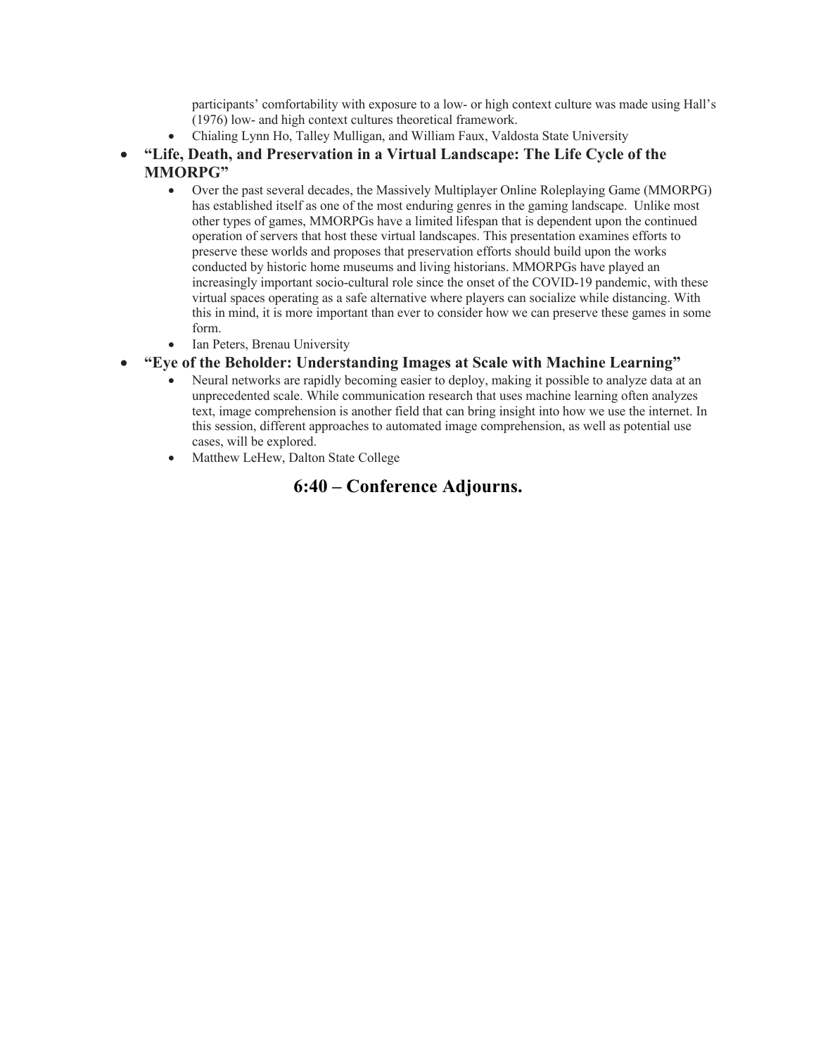participants' comfortability with exposure to a low- or high context culture was made using Hall's (1976) low- and high context cultures theoretical framework.
  - Chialing Lynn Ho, Talley Mulligan, and William Faux, Valdosta State University

- **"Life, Death, and Preservation in a Virtual Landscape: The Life Cycle of the MMORPG"**
  - Over the past several decades, the Massively Multiplayer Online Roleplaying Game (MMORPG) has established itself as one of the most enduring genres in the gaming landscape. Unlike most other types of games, MMORPGs have a limited lifespan that is dependent upon the continued operation of servers that host these virtual landscapes. This presentation examines efforts to preserve these worlds and proposes that preservation efforts should build upon the works conducted by historic home museums and living historians. MMORPGs have played an increasingly important socio-cultural role since the onset of the COVID-19 pandemic, with these virtual spaces operating as a safe alternative where players can socialize while distancing. With this in mind, it is more important than ever to consider how we can preserve these games in some form.
  - Ian Peters, Brenau University

- **"Eye of the Beholder: Understanding Images at Scale with Machine Learning"**
  - Neural networks are rapidly becoming easier to deploy, making it possible to analyze data at an unprecedented scale. While communication research that uses machine learning often analyzes text, image comprehension is another field that can bring insight into how we use the internet. In this session, different approaches to automated image comprehension, as well as potential use cases, will be explored.
  - Matthew LeHew, Dalton State College

## 6:40 – Conference Adjourns.